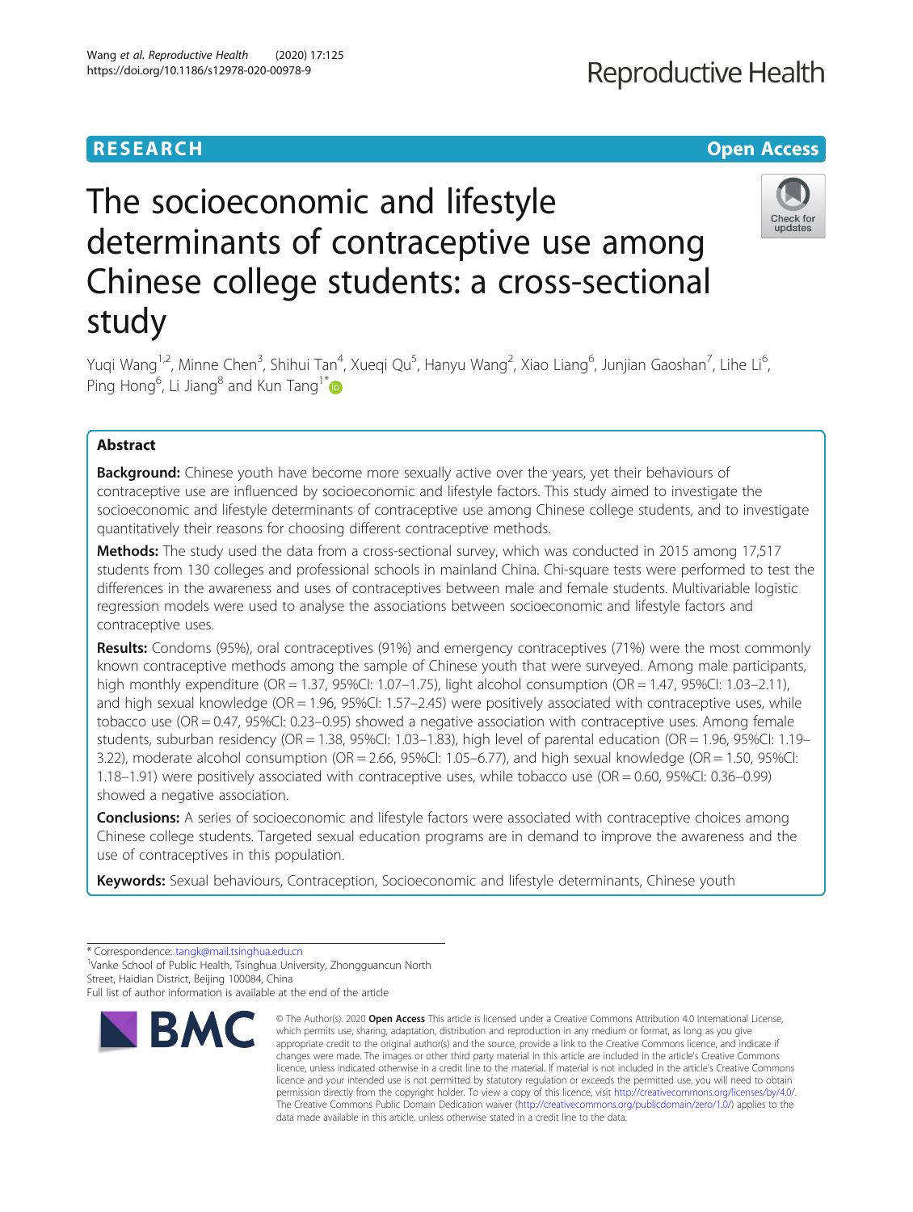RESEARCH

Open Access

# The socioeconomic and lifestyle determinants of contraceptive use among Chinese college students: a cross-sectional study

Yuqi Wang[1,2], Minne Chen[3], Shihui Tan[4], Xueqi Qu[5], Hanyu Wang[2], Xiao Liang[6], Junjian Gaoshan[7], Lihe Li[6], Ping Hong[6], Li Jiang[8] and Kun Tang[1*]

## Abstract

**Background:** Chinese youth have become more sexually active over the years, yet their behaviours of contraceptive use are influenced by socioeconomic and lifestyle factors. This study aimed to investigate the socioeconomic and lifestyle determinants of contraceptive use among Chinese college students, and to investigate quantitatively their reasons for choosing different contraceptive methods.

**Methods:** The study used the data from a cross-sectional survey, which was conducted in 2015 among 17,517 students from 130 colleges and professional schools in mainland China. Chi-square tests were performed to test the differences in the awareness and uses of contraceptives between male and female students. Multivariable logistic regression models were used to analyse the associations between socioeconomic and lifestyle factors and contraceptive uses.

**Results:** Condoms (95%), oral contraceptives (91%) and emergency contraceptives (71%) were the most commonly known contraceptive methods among the sample of Chinese youth that were surveyed. Among male participants, high monthly expenditure (OR = 1.37, 95%CI: 1.07–1.75), light alcohol consumption (OR = 1.47, 95%CI: 1.03–2.11), and high sexual knowledge (OR = 1.96, 95%CI: 1.57–2.45) were positively associated with contraceptive uses, while tobacco use (OR = 0.47, 95%CI: 0.23–0.95) showed a negative association with contraceptive uses. Among female students, suburban residency (OR = 1.38, 95%CI: 1.03–1.83), high level of parental education (OR = 1.96, 95%CI: 1.19–3.22), moderate alcohol consumption (OR = 2.66, 95%CI: 1.05–6.77), and high sexual knowledge (OR = 1.50, 95%CI: 1.18–1.91) were positively associated with contraceptive uses, while tobacco use (OR = 0.60, 95%CI: 0.36–0.99) showed a negative association.

**Conclusions:** A series of socioeconomic and lifestyle factors were associated with contraceptive choices among Chinese college students. Targeted sexual education programs are in demand to improve the awareness and the use of contraceptives in this population.

**Keywords:** Sexual behaviours, Contraception, Socioeconomic and lifestyle determinants, Chinese youth

* Correspondence: tangk@mail.tsinghua.edu.cn
[1]Vanke School of Public Health, Tsinghua University, Zhongguancun North Street, Haidian District, Beijing 100084, China
Full list of author information is available at the end of the article

© The Author(s). 2020 **Open Access** This article is licensed under a Creative Commons Attribution 4.0 International License, which permits use, sharing, adaptation, distribution and reproduction in any medium or format, as long as you give appropriate credit to the original author(s) and the source, provide a link to the Creative Commons licence, and indicate if changes were made. The images or other third party material in this article are included in the article's Creative Commons licence, unless indicated otherwise in a credit line to the material. If material is not included in the article's Creative Commons licence and your intended use is not permitted by statutory regulation or exceeds the permitted use, you will need to obtain permission directly from the copyright holder. To view a copy of this licence, visit http://creativecommons.org/licenses/by/4.0/. The Creative Commons Public Domain Dedication waiver (http://creativecommons.org/publicdomain/zero/1.0/) applies to the data made available in this article, unless otherwise stated in a credit line to the data.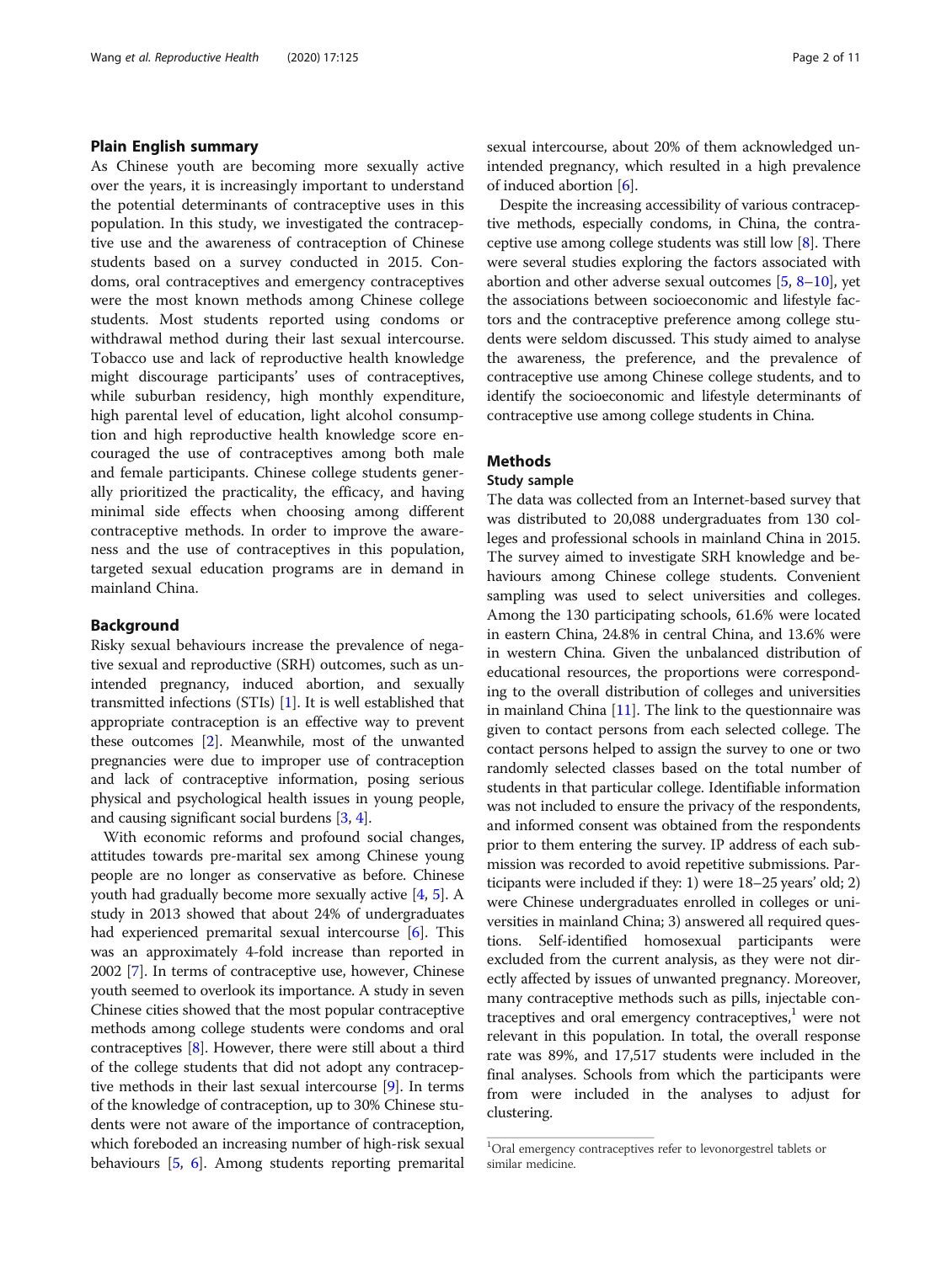## Plain English summary

As Chinese youth are becoming more sexually active over the years, it is increasingly important to understand the potential determinants of contraceptive uses in this population. In this study, we investigated the contraceptive use and the awareness of contraception of Chinese students based on a survey conducted in 2015. Condoms, oral contraceptives and emergency contraceptives were the most known methods among Chinese college students. Most students reported using condoms or withdrawal method during their last sexual intercourse. Tobacco use and lack of reproductive health knowledge might discourage participants' uses of contraceptives, while suburban residency, high monthly expenditure, high parental level of education, light alcohol consumption and high reproductive health knowledge score encouraged the use of contraceptives among both male and female participants. Chinese college students generally prioritized the practicality, the efficacy, and having minimal side effects when choosing among different contraceptive methods. In order to improve the awareness and the use of contraceptives in this population, targeted sexual education programs are in demand in mainland China.

## Background

Risky sexual behaviours increase the prevalence of negative sexual and reproductive (SRH) outcomes, such as unintended pregnancy, induced abortion, and sexually transmitted infections (STIs) [1]. It is well established that appropriate contraception is an effective way to prevent these outcomes [2]. Meanwhile, most of the unwanted pregnancies were due to improper use of contraception and lack of contraceptive information, posing serious physical and psychological health issues in young people, and causing significant social burdens [3, 4].

With economic reforms and profound social changes, attitudes towards pre-marital sex among Chinese young people are no longer as conservative as before. Chinese youth had gradually become more sexually active [4, 5]. A study in 2013 showed that about 24% of undergraduates had experienced premarital sexual intercourse [6]. This was an approximately 4-fold increase than reported in 2002 [7]. In terms of contraceptive use, however, Chinese youth seemed to overlook its importance. A study in seven Chinese cities showed that the most popular contraceptive methods among college students were condoms and oral contraceptives [8]. However, there were still about a third of the college students that did not adopt any contraceptive methods in their last sexual intercourse [9]. In terms of the knowledge of contraception, up to 30% Chinese students were not aware of the importance of contraception, which foreboded an increasing number of high-risk sexual behaviours [5, 6]. Among students reporting premarital sexual intercourse, about 20% of them acknowledged unintended pregnancy, which resulted in a high prevalence of induced abortion [6].

Despite the increasing accessibility of various contraceptive methods, especially condoms, in China, the contraceptive use among college students was still low [8]. There were several studies exploring the factors associated with abortion and other adverse sexual outcomes [5, 8–10], yet the associations between socioeconomic and lifestyle factors and the contraceptive preference among college students were seldom discussed. This study aimed to analyse the awareness, the preference, and the prevalence of contraceptive use among Chinese college students, and to identify the socioeconomic and lifestyle determinants of contraceptive use among college students in China.

## Methods

### Study sample

The data was collected from an Internet-based survey that was distributed to 20,088 undergraduates from 130 colleges and professional schools in mainland China in 2015. The survey aimed to investigate SRH knowledge and behaviours among Chinese college students. Convenient sampling was used to select universities and colleges. Among the 130 participating schools, 61.6% were located in eastern China, 24.8% in central China, and 13.6% were in western China. Given the unbalanced distribution of educational resources, the proportions were corresponding to the overall distribution of colleges and universities in mainland China [11]. The link to the questionnaire was given to contact persons from each selected college. The contact persons helped to assign the survey to one or two randomly selected classes based on the total number of students in that particular college. Identifiable information was not included to ensure the privacy of the respondents, and informed consent was obtained from the respondents prior to them entering the survey. IP address of each submission was recorded to avoid repetitive submissions. Participants were included if they: 1) were 18–25 years' old; 2) were Chinese undergraduates enrolled in colleges or universities in mainland China; 3) answered all required questions. Self-identified homosexual participants were excluded from the current analysis, as they were not directly affected by issues of unwanted pregnancy. Moreover, many contraceptive methods such as pills, injectable contraceptives and oral emergency contraceptives,[1] were not relevant in this population. In total, the overall response rate was 89%, and 17,517 students were included in the final analyses. Schools from which the participants were from were included in the analyses to adjust for clustering.

[1] Oral emergency contraceptives refer to levonorgestrel tablets or similar medicine.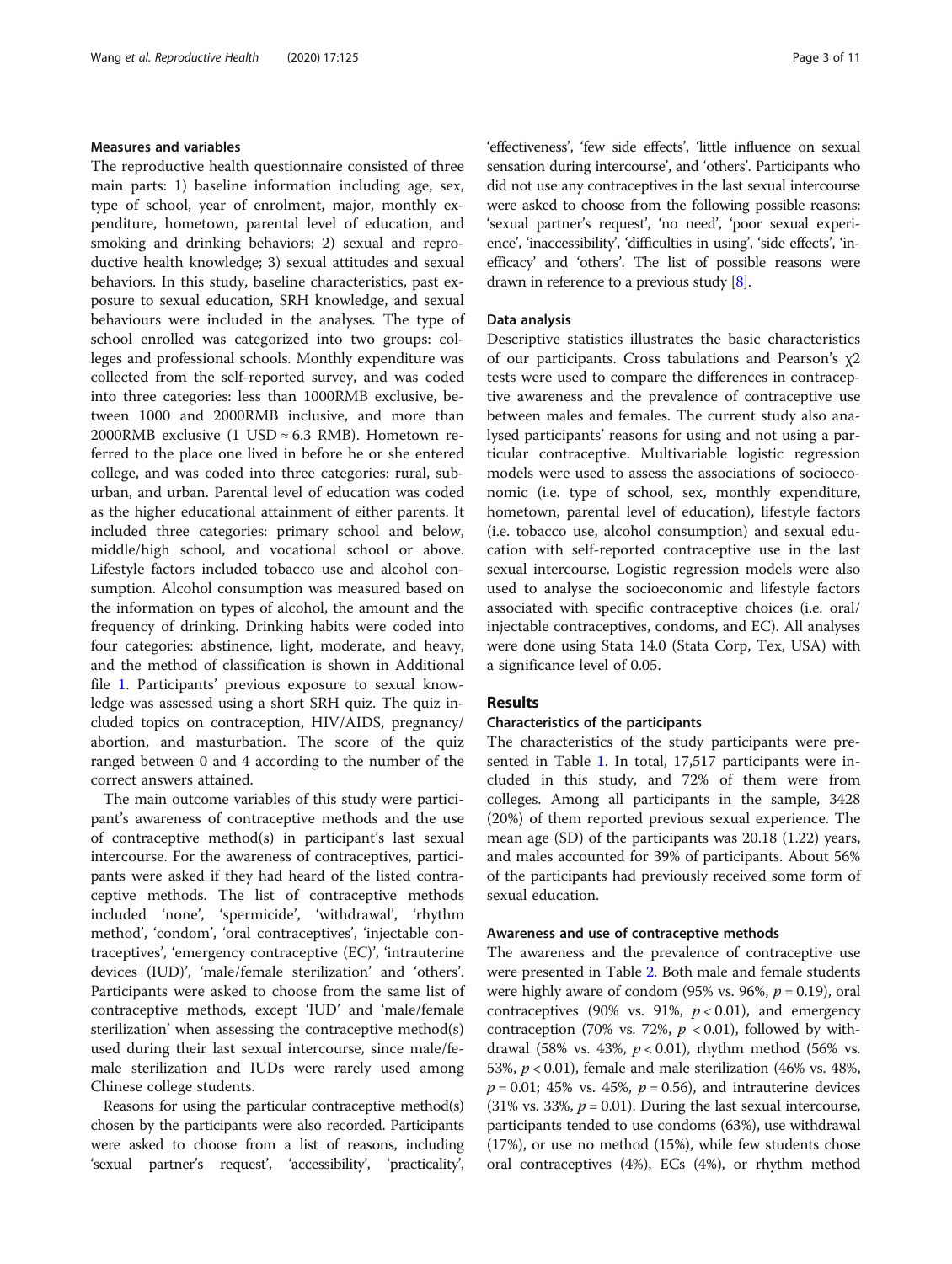### Measures and variables

The reproductive health questionnaire consisted of three main parts: 1) baseline information including age, sex, type of school, year of enrolment, major, monthly expenditure, hometown, parental level of education, and smoking and drinking behaviors; 2) sexual and reproductive health knowledge; 3) sexual attitudes and sexual behaviors. In this study, baseline characteristics, past exposure to sexual education, SRH knowledge, and sexual behaviours were included in the analyses. The type of school enrolled was categorized into two groups: colleges and professional schools. Monthly expenditure was collected from the self-reported survey, and was coded into three categories: less than 1000RMB exclusive, between 1000 and 2000RMB inclusive, and more than 2000RMB exclusive (1 USD ≈ 6.3 RMB). Hometown referred to the place one lived in before he or she entered college, and was coded into three categories: rural, suburban, and urban. Parental level of education was coded as the higher educational attainment of either parents. It included three categories: primary school and below, middle/high school, and vocational school or above. Lifestyle factors included tobacco use and alcohol consumption. Alcohol consumption was measured based on the information on types of alcohol, the amount and the frequency of drinking. Drinking habits were coded into four categories: abstinence, light, moderate, and heavy, and the method of classification is shown in Additional file 1. Participants' previous exposure to sexual knowledge was assessed using a short SRH quiz. The quiz included topics on contraception, HIV/AIDS, pregnancy/abortion, and masturbation. The score of the quiz ranged between 0 and 4 according to the number of the correct answers attained.

The main outcome variables of this study were participant's awareness of contraceptive methods and the use of contraceptive method(s) in participant's last sexual intercourse. For the awareness of contraceptives, participants were asked if they had heard of the listed contraceptive methods. The list of contraceptive methods included 'none', 'spermicide', 'withdrawal', 'rhythm method', 'condom', 'oral contraceptives', 'injectable contraceptives', 'emergency contraceptive (EC)', 'intrauterine devices (IUD)', 'male/female sterilization' and 'others'. Participants were asked to choose from the same list of contraceptive methods, except 'IUD' and 'male/female sterilization' when assessing the contraceptive method(s) used during their last sexual intercourse, since male/female sterilization and IUDs were rarely used among Chinese college students.

Reasons for using the particular contraceptive method(s) chosen by the participants were also recorded. Participants were asked to choose from a list of reasons, including 'sexual partner's request', 'accessibility', 'practicality', 'effectiveness', 'few side effects', 'little influence on sexual sensation during intercourse', and 'others'. Participants who did not use any contraceptives in the last sexual intercourse were asked to choose from the following possible reasons: 'sexual partner's request', 'no need', 'poor sexual experience', 'inaccessibility', 'difficulties in using', 'side effects', 'inefficacy' and 'others'. The list of possible reasons were drawn in reference to a previous study [8].

### Data analysis

Descriptive statistics illustrates the basic characteristics of our participants. Cross tabulations and Pearson's $\chi 2$ tests were used to compare the differences in contraceptive awareness and the prevalence of contraceptive use between males and females. The current study also analysed participants' reasons for using and not using a particular contraceptive. Multivariable logistic regression models were used to assess the associations of socioeconomic (i.e. type of school, sex, monthly expenditure, hometown, parental level of education), lifestyle factors (i.e. tobacco use, alcohol consumption) and sexual education with self-reported contraceptive use in the last sexual intercourse. Logistic regression models were also used to analyse the socioeconomic and lifestyle factors associated with specific contraceptive choices (i.e. oral/injectable contraceptives, condoms, and EC). All analyses were done using Stata 14.0 (Stata Corp, Tex, USA) with a significance level of 0.05.

## Results

### Characteristics of the participants

The characteristics of the study participants were presented in Table 1. In total, 17,517 participants were included in this study, and 72% of them were from colleges. Among all participants in the sample, 3428 (20%) of them reported previous sexual experience. The mean age (SD) of the participants was 20.18 (1.22) years, and males accounted for 39% of participants. About 56% of the participants had previously received some form of sexual education.

### Awareness and use of contraceptive methods

The awareness and the prevalence of contraceptive use were presented in Table 2. Both male and female students were highly aware of condom (95% vs. 96%, $p = 0.19$), oral contraceptives (90% vs. 91%, $p < 0.01$), and emergency contraception (70% vs. 72%, $p < 0.01$), followed by withdrawal (58% vs. 43%, $p < 0.01$), rhythm method (56% vs. 53%, $p < 0.01$), female and male sterilization (46% vs. 48%, $p = 0.01$; 45% vs. 45%, $p = 0.56$), and intrauterine devices (31% vs. 33%, $p = 0.01$). During the last sexual intercourse, participants tended to use condoms (63%), use withdrawal (17%), or use no method (15%), while few students chose oral contraceptives (4%), ECs (4%), or rhythm method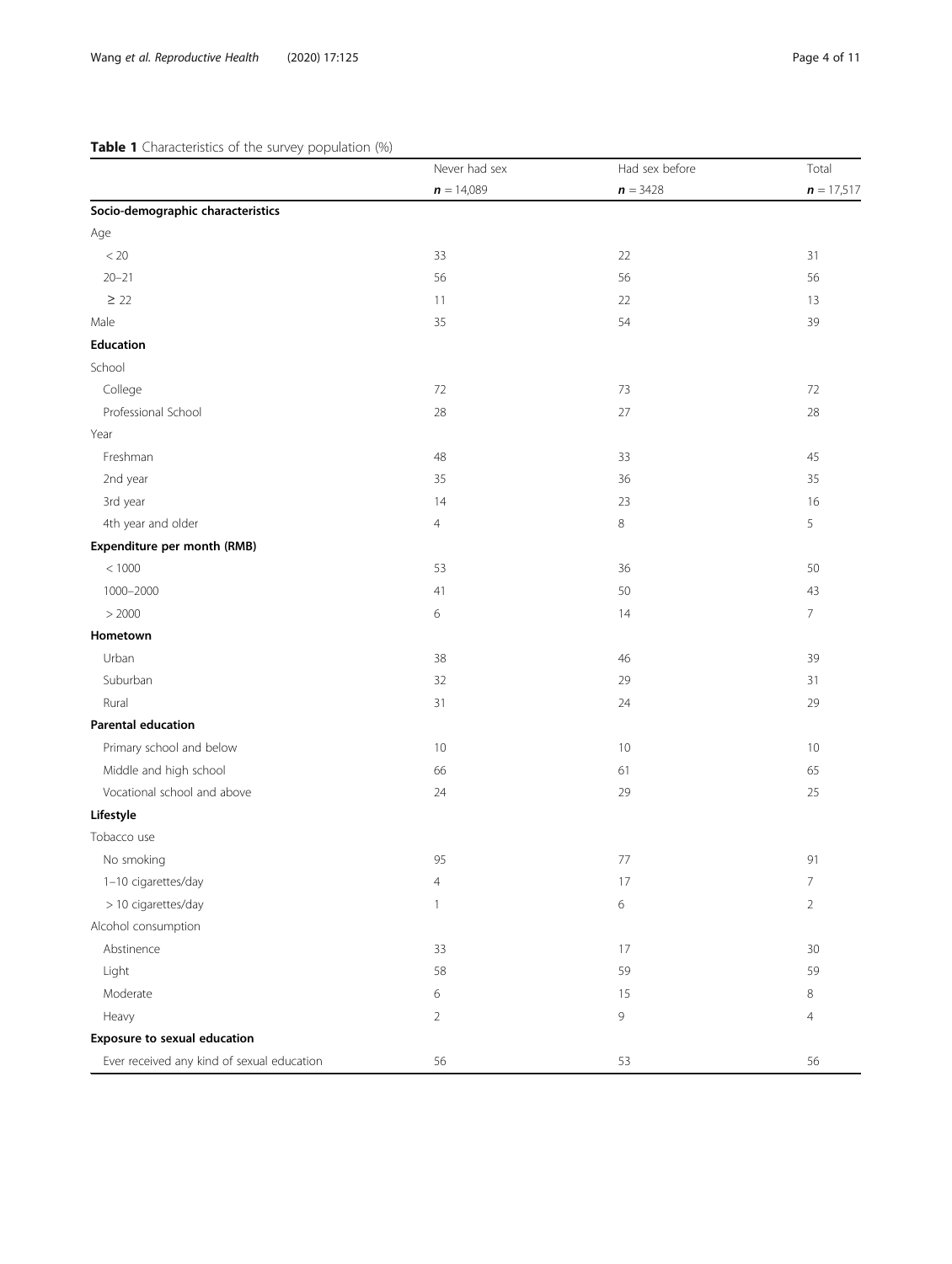**Table 1** Characteristics of the survey population (%)

| | Never had sex | Had sex before | Total |
|---|---|---|---|
| | ***n*** = 14,089 | ***n*** = 3428 | ***n*** = 17,517 |
| **Socio-demographic characteristics** | | | |
| Age | | | |
| < 20 | 33 | 22 | 31 |
| 20–21 | 56 | 56 | 56 |
| ≥ 22 | 11 | 22 | 13 |
| Male | 35 | 54 | 39 |
| **Education** | | | |
| School | | | |
| College | 72 | 73 | 72 |
| Professional School | 28 | 27 | 28 |
| Year | | | |
| Freshman | 48 | 33 | 45 |
| 2nd year | 35 | 36 | 35 |
| 3rd year | 14 | 23 | 16 |
| 4th year and older | 4 | 8 | 5 |
| **Expenditure per month (RMB)** | | | |
| < 1000 | 53 | 36 | 50 |
| 1000–2000 | 41 | 50 | 43 |
| > 2000 | 6 | 14 | 7 |
| **Hometown** | | | |
| Urban | 38 | 46 | 39 |
| Suburban | 32 | 29 | 31 |
| Rural | 31 | 24 | 29 |
| **Parental education** | | | |
| Primary school and below | 10 | 10 | 10 |
| Middle and high school | 66 | 61 | 65 |
| Vocational school and above | 24 | 29 | 25 |
| **Lifestyle** | | | |
| Tobacco use | | | |
| No smoking | 95 | 77 | 91 |
| 1–10 cigarettes/day | 4 | 17 | 7 |
| > 10 cigarettes/day | 1 | 6 | 2 |
| Alcohol consumption | | | |
| Abstinence | 33 | 17 | 30 |
| Light | 58 | 59 | 59 |
| Moderate | 6 | 15 | 8 |
| Heavy | 2 | 9 | 4 |
| **Exposure to sexual education** | | | |
| Ever received any kind of sexual education | 56 | 53 | 56 |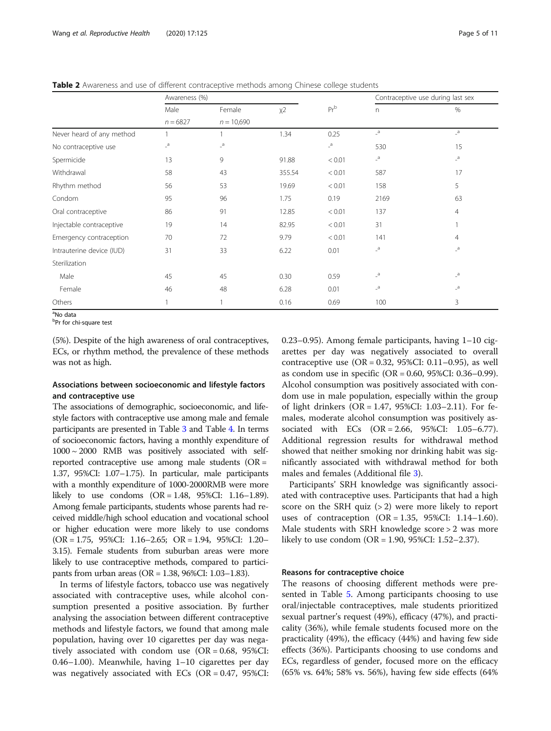**Table 2** Awareness and use of different contraceptive methods among Chinese college students

| | Awareness (%) | | | | Contraceptive use during last sex | |
|---|---|---|---|---|---|---|
| | Male | Female | χ2 | Pr[b] | n | % |
| | n = 6827 | n = 10,690 | | | | |
| Never heard of any method | 1 | 1 | 1.34 | 0.25 | -[a] | -[a] |
| No contraceptive use | -[a] | -[a] | | -[a] | 530 | 15 |
| Spermicide | 13 | 9 | 91.88 | < 0.01 | -[a] | -[a] |
| Withdrawal | 58 | 43 | 355.54 | < 0.01 | 587 | 17 |
| Rhythm method | 56 | 53 | 19.69 | < 0.01 | 158 | 5 |
| Condom | 95 | 96 | 1.75 | 0.19 | 2169 | 63 |
| Oral contraceptive | 86 | 91 | 12.85 | < 0.01 | 137 | 4 |
| Injectable contraceptive | 19 | 14 | 82.95 | < 0.01 | 31 | 1 |
| Emergency contraception | 70 | 72 | 9.79 | < 0.01 | 141 | 4 |
| Intrauterine device (IUD) | 31 | 33 | 6.22 | 0.01 | -[a] | -[a] |
| Sterilization | | | | | | |
| Male | 45 | 45 | 0.30 | 0.59 | -[a] | -[a] |
| Female | 46 | 48 | 6.28 | 0.01 | -[a] | -[a] |
| Others | 1 | 1 | 0.16 | 0.69 | 100 | 3 |

[a]No data
[b]Pr for chi-square test

(5%). Despite of the high awareness of oral contraceptives, ECs, or rhythm method, the prevalence of these methods was not as high.

## Associations between socioeconomic and lifestyle factors and contraceptive use

The associations of demographic, socioeconomic, and lifestyle factors with contraceptive use among male and female participants are presented in Table 3 and Table 4. In terms of socioeconomic factors, having a monthly expenditure of 1000 ~ 2000 RMB was positively associated with self-reported contraceptive use among male students (OR = 1.37, 95%CI: 1.07–1.75). In particular, male participants with a monthly expenditure of 1000-2000RMB were more likely to use condoms (OR = 1.48, 95%CI: 1.16–1.89). Among female participants, students whose parents had received middle/high school education and vocational school or higher education were more likely to use condoms (OR = 1.75, 95%CI: 1.16–2.65; OR = 1.94, 95%CI: 1.20–3.15). Female students from suburban areas were more likely to use contraceptive methods, compared to participants from urban areas (OR = 1.38, 96%CI: 1.03–1.83).

In terms of lifestyle factors, tobacco use was negatively associated with contraceptive uses, while alcohol consumption presented a positive association. By further analysing the association between different contraceptive methods and lifestyle factors, we found that among male population, having over 10 cigarettes per day was negatively associated with condom use (OR = 0.68, 95%CI: 0.46–1.00). Meanwhile, having 1–10 cigarettes per day was negatively associated with ECs (OR = 0.47, 95%CI: 0.23–0.95). Among female participants, having 1–10 cigarettes per day was negatively associated to overall contraceptive use (OR = 0.32, 95%CI: 0.11–0.95), as well as condom use in specific (OR = 0.60, 95%CI: 0.36–0.99). Alcohol consumption was positively associated with condom use in male population, especially within the group of light drinkers (OR = 1.47, 95%CI: 1.03–2.11). For females, moderate alcohol consumption was positively associated with ECs (OR = 2.66, 95%CI: 1.05–6.77). Additional regression results for withdrawal method showed that neither smoking nor drinking habit was significantly associated with withdrawal method for both males and females (Additional file 3).

Participants' SRH knowledge was significantly associated with contraceptive uses. Participants that had a high score on the SRH quiz (> 2) were more likely to report uses of contraception (OR = 1.35, 95%CI: 1.14–1.60). Male students with SRH knowledge score > 2 was more likely to use condom (OR = 1.90, 95%CI: 1.52–2.37).

## Reasons for contraceptive choice

The reasons of choosing different methods were presented in Table 5. Among participants choosing to use oral/injectable contraceptives, male students prioritized sexual partner's request (49%), efficacy (47%), and practicality (36%), while female students focused more on the practicality (49%), the efficacy (44%) and having few side effects (36%). Participants choosing to use condoms and ECs, regardless of gender, focused more on the efficacy (65% vs. 64%; 58% vs. 56%), having few side effects (64%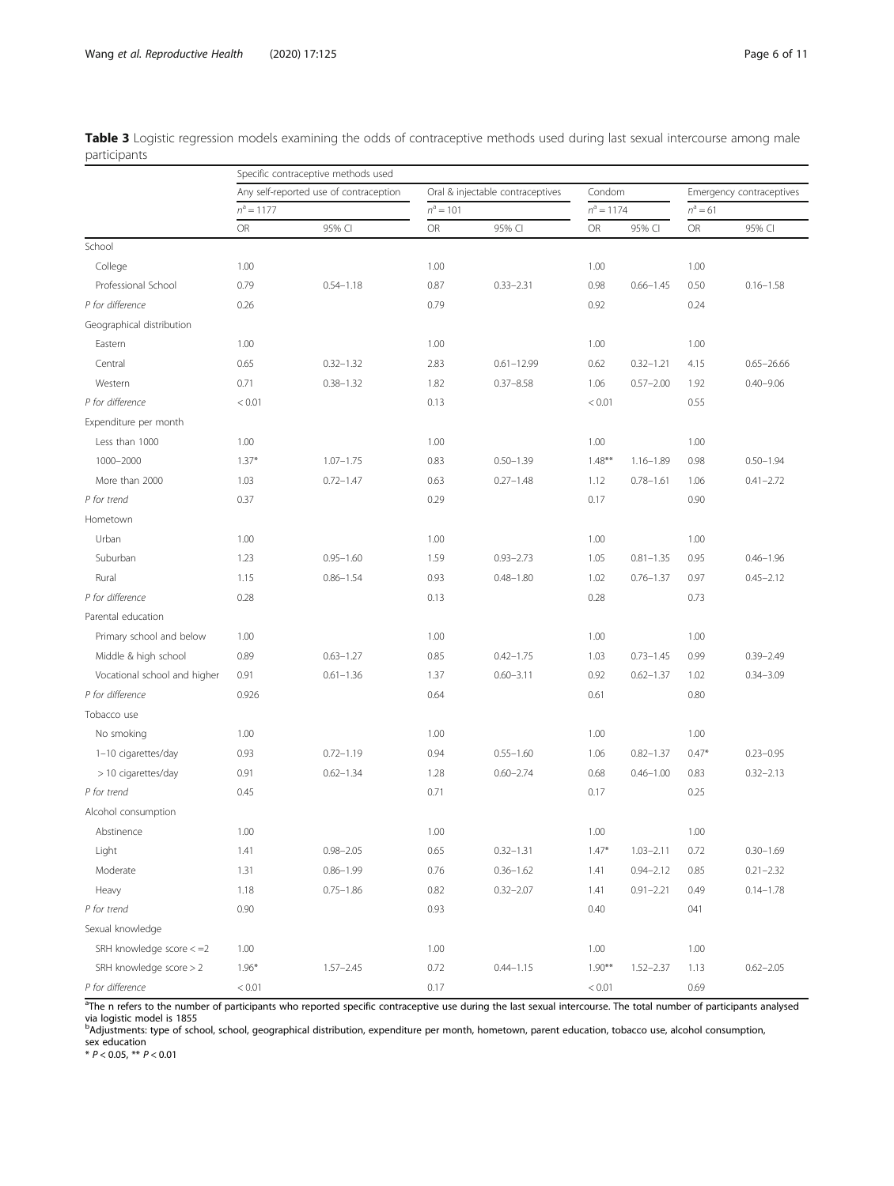**Table 3** Logistic regression models examining the odds of contraceptive methods used during last sexual intercourse among male participants

| | Specific contraceptive methods used | | | | | | | |
|---|---|---|---|---|---|---|---|---|
| | Any self-reported use of contraception | | Oral & injectable contraceptives | | Condom | | Emergency contraceptives | |
| | $n^a = 1177$ | | $n^a = 101$ | | $n^a = 1174$ | | $n^a = 61$ | |
| | OR | 95% CI | OR | 95% CI | OR | 95% CI | OR | 95% CI |
| School | | | | | | | | |
| College | 1.00 | | 1.00 | | 1.00 | | 1.00 | |
| Professional School | 0.79 | 0.54–1.18 | 0.87 | 0.33–2.31 | 0.98 | 0.66–1.45 | 0.50 | 0.16–1.58 |
| *P for difference* | 0.26 | | 0.79 | | 0.92 | | 0.24 | |
| Geographical distribution | | | | | | | | |
| Eastern | 1.00 | | 1.00 | | 1.00 | | 1.00 | |
| Central | 0.65 | 0.32–1.32 | 2.83 | 0.61–12.99 | 0.62 | 0.32–1.21 | 4.15 | 0.65–26.66 |
| Western | 0.71 | 0.38–1.32 | 1.82 | 0.37–8.58 | 1.06 | 0.57–2.00 | 1.92 | 0.40–9.06 |
| *P for difference* | < 0.01 | | 0.13 | | < 0.01 | | 0.55 | |
| Expenditure per month | | | | | | | | |
| Less than 1000 | 1.00 | | 1.00 | | 1.00 | | 1.00 | |
| 1000–2000 | 1.37* | 1.07–1.75 | 0.83 | 0.50–1.39 | 1.48** | 1.16–1.89 | 0.98 | 0.50–1.94 |
| More than 2000 | 1.03 | 0.72–1.47 | 0.63 | 0.27–1.48 | 1.12 | 0.78–1.61 | 1.06 | 0.41–2.72 |
| *P for trend* | 0.37 | | 0.29 | | 0.17 | | 0.90 | |
| Hometown | | | | | | | | |
| Urban | 1.00 | | 1.00 | | 1.00 | | 1.00 | |
| Suburban | 1.23 | 0.95–1.60 | 1.59 | 0.93–2.73 | 1.05 | 0.81–1.35 | 0.95 | 0.46–1.96 |
| Rural | 1.15 | 0.86–1.54 | 0.93 | 0.48–1.80 | 1.02 | 0.76–1.37 | 0.97 | 0.45–2.12 |
| *P for difference* | 0.28 | | 0.13 | | 0.28 | | 0.73 | |
| Parental education | | | | | | | | |
| Primary school and below | 1.00 | | 1.00 | | 1.00 | | 1.00 | |
| Middle & high school | 0.89 | 0.63–1.27 | 0.85 | 0.42–1.75 | 1.03 | 0.73–1.45 | 0.99 | 0.39–2.49 |
| Vocational school and higher | 0.91 | 0.61–1.36 | 1.37 | 0.60–3.11 | 0.92 | 0.62–1.37 | 1.02 | 0.34–3.09 |
| *P for difference* | 0.926 | | 0.64 | | 0.61 | | 0.80 | |
| Tobacco use | | | | | | | | |
| No smoking | 1.00 | | 1.00 | | 1.00 | | 1.00 | |
| 1–10 cigarettes/day | 0.93 | 0.72–1.19 | 0.94 | 0.55–1.60 | 1.06 | 0.82–1.37 | 0.47* | 0.23–0.95 |
| > 10 cigarettes/day | 0.91 | 0.62–1.34 | 1.28 | 0.60–2.74 | 0.68 | 0.46–1.00 | 0.83 | 0.32–2.13 |
| *P for trend* | 0.45 | | 0.71 | | 0.17 | | 0.25 | |
| Alcohol consumption | | | | | | | | |
| Abstinence | 1.00 | | 1.00 | | 1.00 | | 1.00 | |
| Light | 1.41 | 0.98–2.05 | 0.65 | 0.32–1.31 | 1.47* | 1.03–2.11 | 0.72 | 0.30–1.69 |
| Moderate | 1.31 | 0.86–1.99 | 0.76 | 0.36–1.62 | 1.41 | 0.94–2.12 | 0.85 | 0.21–2.32 |
| Heavy | 1.18 | 0.75–1.86 | 0.82 | 0.32–2.07 | 1.41 | 0.91–2.21 | 0.49 | 0.14–1.78 |
| *P for trend* | 0.90 | | 0.93 | | 0.40 | | 041 | |
| Sexual knowledge | | | | | | | | |
| SRH knowledge score < =2 | 1.00 | | 1.00 | | 1.00 | | 1.00 | |
| SRH knowledge score > 2 | 1.96* | 1.57–2.45 | 0.72 | 0.44–1.15 | 1.90** | 1.52–2.37 | 1.13 | 0.62–2.05 |
| *P for difference* | < 0.01 | | 0.17 | | < 0.01 | | 0.69 | |

[a]The n refers to the number of participants who reported specific contraceptive use during the last sexual intercourse. The total number of participants analysed via logistic model is 1855

[b]Adjustments: type of school, school, geographical distribution, expenditure per month, hometown, parent education, tobacco use, alcohol consumption, sex education

\* $P < 0.05$, \*\* $P < 0.01$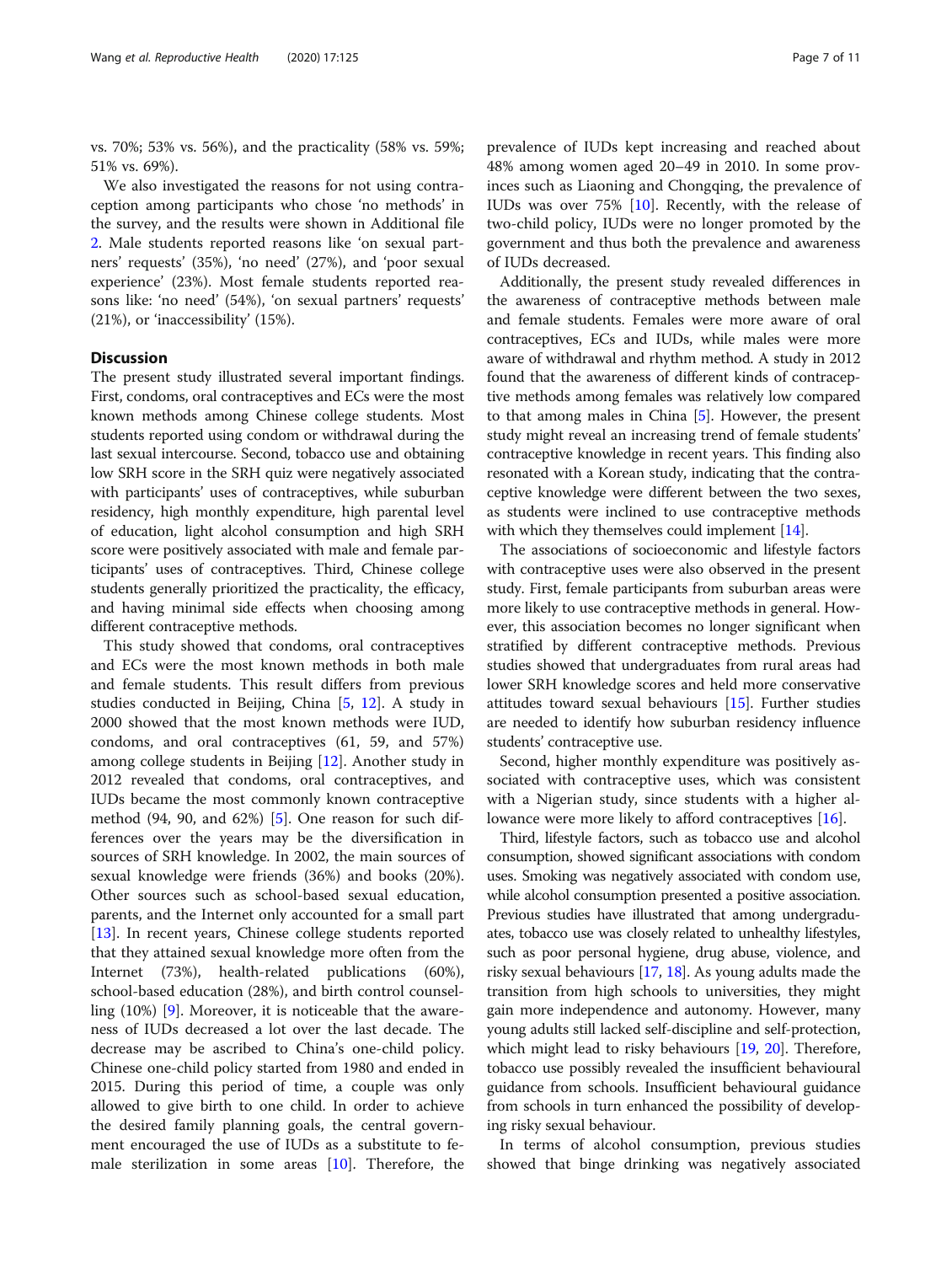vs. 70%; 53% vs. 56%), and the practicality (58% vs. 59%; 51% vs. 69%).

We also investigated the reasons for not using contraception among participants who chose 'no methods' in the survey, and the results were shown in Additional file 2. Male students reported reasons like 'on sexual partners' requests' (35%), 'no need' (27%), and 'poor sexual experience' (23%). Most female students reported reasons like: 'no need' (54%), 'on sexual partners' requests' (21%), or 'inaccessibility' (15%).

## Discussion

The present study illustrated several important findings. First, condoms, oral contraceptives and ECs were the most known methods among Chinese college students. Most students reported using condom or withdrawal during the last sexual intercourse. Second, tobacco use and obtaining low SRH score in the SRH quiz were negatively associated with participants' uses of contraceptives, while suburban residency, high monthly expenditure, high parental level of education, light alcohol consumption and high SRH score were positively associated with male and female participants' uses of contraceptives. Third, Chinese college students generally prioritized the practicality, the efficacy, and having minimal side effects when choosing among different contraceptive methods.

This study showed that condoms, oral contraceptives and ECs were the most known methods in both male and female students. This result differs from previous studies conducted in Beijing, China [5, 12]. A study in 2000 showed that the most known methods were IUD, condoms, and oral contraceptives (61, 59, and 57%) among college students in Beijing [12]. Another study in 2012 revealed that condoms, oral contraceptives, and IUDs became the most commonly known contraceptive method (94, 90, and 62%) [5]. One reason for such differences over the years may be the diversification in sources of SRH knowledge. In 2002, the main sources of sexual knowledge were friends (36%) and books (20%). Other sources such as school-based sexual education, parents, and the Internet only accounted for a small part [13]. In recent years, Chinese college students reported that they attained sexual knowledge more often from the Internet (73%), health-related publications (60%), school-based education (28%), and birth control counselling (10%) [9]. Moreover, it is noticeable that the awareness of IUDs decreased a lot over the last decade. The decrease may be ascribed to China's one-child policy. Chinese one-child policy started from 1980 and ended in 2015. During this period of time, a couple was only allowed to give birth to one child. In order to achieve the desired family planning goals, the central government encouraged the use of IUDs as a substitute to female sterilization in some areas [10]. Therefore, the prevalence of IUDs kept increasing and reached about 48% among women aged 20–49 in 2010. In some provinces such as Liaoning and Chongqing, the prevalence of IUDs was over 75% [10]. Recently, with the release of two-child policy, IUDs were no longer promoted by the government and thus both the prevalence and awareness of IUDs decreased.

Additionally, the present study revealed differences in the awareness of contraceptive methods between male and female students. Females were more aware of oral contraceptives, ECs and IUDs, while males were more aware of withdrawal and rhythm method. A study in 2012 found that the awareness of different kinds of contraceptive methods among females was relatively low compared to that among males in China [5]. However, the present study might reveal an increasing trend of female students' contraceptive knowledge in recent years. This finding also resonated with a Korean study, indicating that the contraceptive knowledge were different between the two sexes, as students were inclined to use contraceptive methods with which they themselves could implement [14].

The associations of socioeconomic and lifestyle factors with contraceptive uses were also observed in the present study. First, female participants from suburban areas were more likely to use contraceptive methods in general. However, this association becomes no longer significant when stratified by different contraceptive methods. Previous studies showed that undergraduates from rural areas had lower SRH knowledge scores and held more conservative attitudes toward sexual behaviours [15]. Further studies are needed to identify how suburban residency influence students' contraceptive use.

Second, higher monthly expenditure was positively associated with contraceptive uses, which was consistent with a Nigerian study, since students with a higher allowance were more likely to afford contraceptives [16].

Third, lifestyle factors, such as tobacco use and alcohol consumption, showed significant associations with condom uses. Smoking was negatively associated with condom use, while alcohol consumption presented a positive association. Previous studies have illustrated that among undergraduates, tobacco use was closely related to unhealthy lifestyles, such as poor personal hygiene, drug abuse, violence, and risky sexual behaviours [17, 18]. As young adults made the transition from high schools to universities, they might gain more independence and autonomy. However, many young adults still lacked self-discipline and self-protection, which might lead to risky behaviours [19, 20]. Therefore, tobacco use possibly revealed the insufficient behavioural guidance from schools. Insufficient behavioural guidance from schools in turn enhanced the possibility of developing risky sexual behaviour.

In terms of alcohol consumption, previous studies showed that binge drinking was negatively associated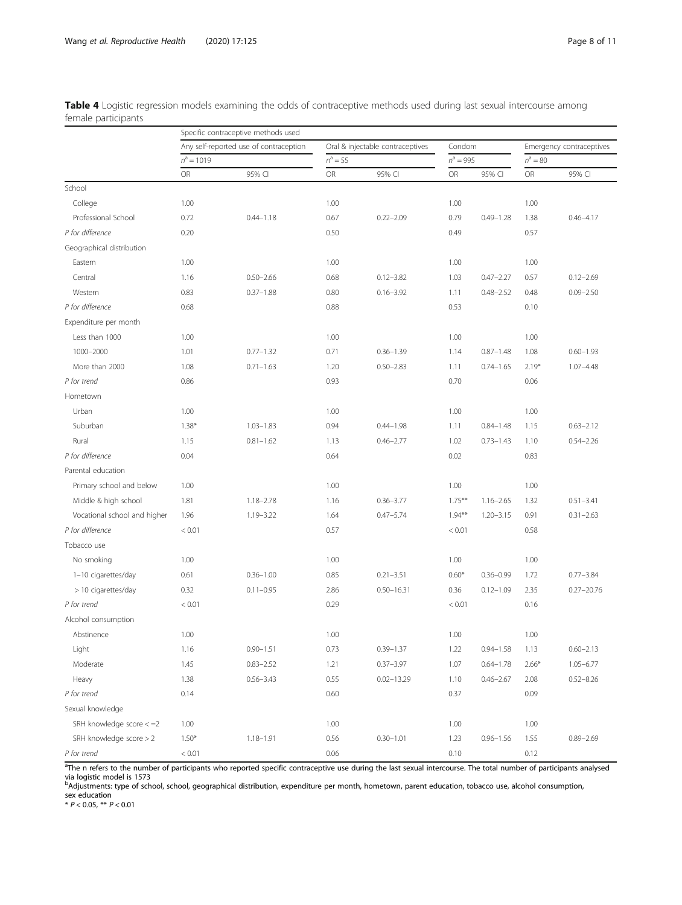**Table 4** Logistic regression models examining the odds of contraceptive methods used during last sexual intercourse among female participants

| | Specific contraceptive methods used | | | | | | | |
|---|---|---|---|---|---|---|---|---|
| | Any self-reported use of contraception | | Oral & injectable contraceptives | | Condom | | Emergency contraceptives | |
| | $n^a = 1019$ | | $n^a = 55$ | | $n^a = 995$ | | $n^a = 80$ | |
| | OR | 95% CI | OR | 95% CI | OR | 95% CI | OR | 95% CI |
| School | | | | | | | | |
| College | 1.00 | | 1.00 | | 1.00 | | 1.00 | |
| Professional School | 0.72 | 0.44–1.18 | 0.67 | 0.22–2.09 | 0.79 | 0.49–1.28 | 1.38 | 0.46–4.17 |
| *P for difference* | 0.20 | | 0.50 | | 0.49 | | 0.57 | |
| Geographical distribution | | | | | | | | |
| Eastern | 1.00 | | 1.00 | | 1.00 | | 1.00 | |
| Central | 1.16 | 0.50–2.66 | 0.68 | 0.12–3.82 | 1.03 | 0.47–2.27 | 0.57 | 0.12–2.69 |
| Western | 0.83 | 0.37–1.88 | 0.80 | 0.16–3.92 | 1.11 | 0.48–2.52 | 0.48 | 0.09–2.50 |
| *P for difference* | 0.68 | | 0.88 | | 0.53 | | 0.10 | |
| Expenditure per month | | | | | | | | |
| Less than 1000 | 1.00 | | 1.00 | | 1.00 | | 1.00 | |
| 1000–2000 | 1.01 | 0.77–1.32 | 0.71 | 0.36–1.39 | 1.14 | 0.87–1.48 | 1.08 | 0.60–1.93 |
| More than 2000 | 1.08 | 0.71–1.63 | 1.20 | 0.50–2.83 | 1.11 | 0.74–1.65 | 2.19* | 1.07–4.48 |
| *P for trend* | 0.86 | | 0.93 | | 0.70 | | 0.06 | |
| Hometown | | | | | | | | |
| Urban | 1.00 | | 1.00 | | 1.00 | | 1.00 | |
| Suburban | 1.38* | 1.03–1.83 | 0.94 | 0.44–1.98 | 1.11 | 0.84–1.48 | 1.15 | 0.63–2.12 |
| Rural | 1.15 | 0.81–1.62 | 1.13 | 0.46–2.77 | 1.02 | 0.73–1.43 | 1.10 | 0.54–2.26 |
| *P for difference* | 0.04 | | 0.64 | | 0.02 | | 0.83 | |
| Parental education | | | | | | | | |
| Primary school and below | 1.00 | | 1.00 | | 1.00 | | 1.00 | |
| Middle & high school | 1.81 | 1.18–2.78 | 1.16 | 0.36–3.77 | 1.75** | 1.16–2.65 | 1.32 | 0.51–3.41 |
| Vocational school and higher | 1.96 | 1.19–3.22 | 1.64 | 0.47–5.74 | 1.94** | 1.20–3.15 | 0.91 | 0.31–2.63 |
| *P for difference* | < 0.01 | | 0.57 | | < 0.01 | | 0.58 | |
| Tobacco use | | | | | | | | |
| No smoking | 1.00 | | 1.00 | | 1.00 | | 1.00 | |
| 1–10 cigarettes/day | 0.61 | 0.36–1.00 | 0.85 | 0.21–3.51 | 0.60* | 0.36–0.99 | 1.72 | 0.77–3.84 |
| > 10 cigarettes/day | 0.32 | 0.11–0.95 | 2.86 | 0.50–16.31 | 0.36 | 0.12–1.09 | 2.35 | 0.27–20.76 |
| *P for trend* | < 0.01 | | 0.29 | | < 0.01 | | 0.16 | |
| Alcohol consumption | | | | | | | | |
| Abstinence | 1.00 | | 1.00 | | 1.00 | | 1.00 | |
| Light | 1.16 | 0.90–1.51 | 0.73 | 0.39–1.37 | 1.22 | 0.94–1.58 | 1.13 | 0.60–2.13 |
| Moderate | 1.45 | 0.83–2.52 | 1.21 | 0.37–3.97 | 1.07 | 0.64–1.78 | 2.66* | 1.05–6.77 |
| Heavy | 1.38 | 0.56–3.43 | 0.55 | 0.02–13.29 | 1.10 | 0.46–2.67 | 2.08 | 0.52–8.26 |
| *P for trend* | 0.14 | | 0.60 | | 0.37 | | 0.09 | |
| Sexual knowledge | | | | | | | | |
| SRH knowledge score < =2 | 1.00 | | 1.00 | | 1.00 | | 1.00 | |
| SRH knowledge score > 2 | 1.50* | 1.18–1.91 | 0.56 | 0.30–1.01 | 1.23 | 0.96–1.56 | 1.55 | 0.89–2.69 |
| *P for trend* | < 0.01 | | 0.06 | | 0.10 | | 0.12 | |

[a]The n refers to the number of participants who reported specific contraceptive use during the last sexual intercourse. The total number of participants analysed via logistic model is 1573

[b]Adjustments: type of school, school, geographical distribution, expenditure per month, hometown, parent education, tobacco use, alcohol consumption, sex education

\* $P < 0.05$, \*\* $P < 0.01$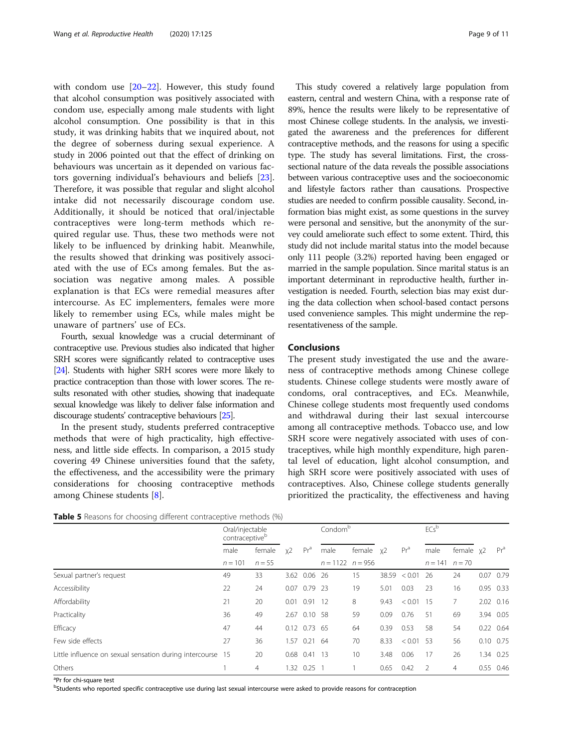with condom use [20–22]. However, this study found that alcohol consumption was positively associated with condom use, especially among male students with light alcohol consumption. One possibility is that in this study, it was drinking habits that we inquired about, not the degree of soberness during sexual experience. A study in 2006 pointed out that the effect of drinking on behaviours was uncertain as it depended on various factors governing individual's behaviours and beliefs [23]. Therefore, it was possible that regular and slight alcohol intake did not necessarily discourage condom use. Additionally, it should be noticed that oral/injectable contraceptives were long-term methods which required regular use. Thus, these two methods were not likely to be influenced by drinking habit. Meanwhile, the results showed that drinking was positively associated with the use of ECs among females. But the association was negative among males. A possible explanation is that ECs were remedial measures after intercourse. As EC implementers, females were more likely to remember using ECs, while males might be unaware of partners' use of ECs.

Fourth, sexual knowledge was a crucial determinant of contraceptive use. Previous studies also indicated that higher SRH scores were significantly related to contraceptive uses [24]. Students with higher SRH scores were more likely to practice contraception than those with lower scores. The results resonated with other studies, showing that inadequate sexual knowledge was likely to deliver false information and discourage students' contraceptive behaviours [25].

In the present study, students preferred contraceptive methods that were of high practicality, high effectiveness, and little side effects. In comparison, a 2015 study covering 49 Chinese universities found that the safety, the effectiveness, and the accessibility were the primary considerations for choosing contraceptive methods among Chinese students [8].

This study covered a relatively large population from eastern, central and western China, with a response rate of 89%, hence the results were likely to be representative of most Chinese college students. In the analysis, we investigated the awareness and the preferences for different contraceptive methods, and the reasons for using a specific type. The study has several limitations. First, the cross-sectional nature of the data reveals the possible associations between various contraceptive uses and the socioeconomic and lifestyle factors rather than causations. Prospective studies are needed to confirm possible causality. Second, information bias might exist, as some questions in the survey were personal and sensitive, but the anonymity of the survey could ameliorate such effect to some extent. Third, this study did not include marital status into the model because only 111 people (3.2%) reported having been engaged or married in the sample population. Since marital status is an important determinant in reproductive health, further investigation is needed. Fourth, selection bias may exist during the data collection when school-based contact persons used convenience samples. This might undermine the representativeness of the sample.

## Conclusions

The present study investigated the use and the awareness of contraceptive methods among Chinese college students. Chinese college students were mostly aware of condoms, oral contraceptives, and ECs. Meanwhile, Chinese college students most frequently used condoms and withdrawal during their last sexual intercourse among all contraceptive methods. Tobacco use, and low SRH score were negatively associated with uses of contraceptives, while high monthly expenditure, high parental level of education, light alcohol consumption, and high SRH score were positively associated with uses of contraceptives. Also, Chinese college students generally prioritized the practicality, the effectiveness and having

**Table 5** Reasons for choosing different contraceptive methods (%)

| | Oral/injectable contraceptive[b] | | | | Condom[b] | | | | ECs[b] | | | |
|---|---|---|---|---|---|---|---|---|---|---|---|---|
| | male | female | χ2 | Pr[a] | male | female | χ2 | Pr[a] | male | female | χ2 | Pr[a] |
| | n = 101 | n = 55 | | | n = 1122 | n = 956 | | | n = 141 | n = 70 | | |
| Sexual partner's request | 49 | 33 | 3.62 | 0.06 | 26 | 15 | 38.59 | < 0.01 | 26 | 24 | 0.07 | 0.79 |
| Accessibility | 22 | 24 | 0.07 | 0.79 | 23 | 19 | 5.01 | 0.03 | 23 | 16 | 0.95 | 0.33 |
| Affordability | 21 | 20 | 0.01 | 0.91 | 12 | 8 | 9.43 | < 0.01 | 15 | 7 | 2.02 | 0.16 |
| Practicality | 36 | 49 | 2.67 | 0.10 | 58 | 59 | 0.09 | 0.76 | 51 | 69 | 3.94 | 0.05 |
| Efficacy | 47 | 44 | 0.12 | 0.73 | 65 | 64 | 0.39 | 0.53 | 58 | 54 | 0.22 | 0.64 |
| Few side effects | 27 | 36 | 1.57 | 0.21 | 64 | 70 | 8.33 | < 0.01 | 53 | 56 | 0.10 | 0.75 |
| Little influence on sexual sensation during intercourse | 15 | 20 | 0.68 | 0.41 | 13 | 10 | 3.48 | 0.06 | 17 | 26 | 1.34 | 0.25 |
| Others | 1 | 4 | 1.32 | 0.25 | 1 | 1 | 0.65 | 0.42 | 2 | 4 | 0.55 | 0.46 |

[a]Pr for chi-square test

[b]Students who reported specific contraceptive use during last sexual intercourse were asked to provide reasons for contraception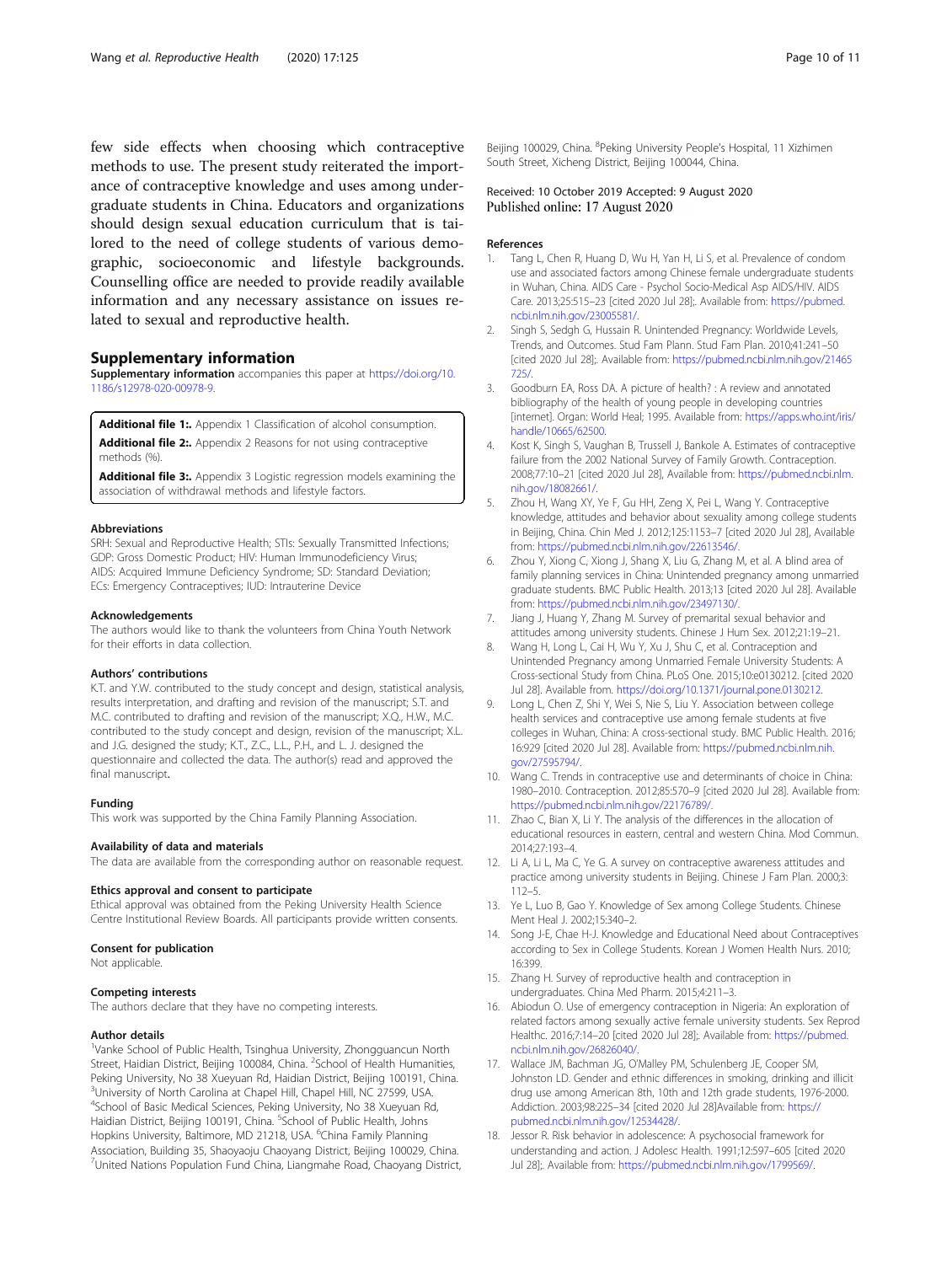few side effects when choosing which contraceptive methods to use. The present study reiterated the importance of contraceptive knowledge and uses among undergraduate students in China. Educators and organizations should design sexual education curriculum that is tailored to the need of college students of various demographic, socioeconomic and lifestyle backgrounds. Counselling office are needed to provide readily available information and any necessary assistance on issues related to sexual and reproductive health.

## Supplementary information

**Supplementary information** accompanies this paper at https://doi.org/10.1186/s12978-020-00978-9.

**Additional file 1:.** Appendix 1 Classification of alcohol consumption.

**Additional file 2:.** Appendix 2 Reasons for not using contraceptive methods (%).

**Additional file 3:.** Appendix 3 Logistic regression models examining the association of withdrawal methods and lifestyle factors.

### Abbreviations

SRH: Sexual and Reproductive Health; STIs: Sexually Transmitted Infections; GDP: Gross Domestic Product; HIV: Human Immunodeficiency Virus; AIDS: Acquired Immune Deficiency Syndrome; SD: Standard Deviation; ECs: Emergency Contraceptives; IUD: Intrauterine Device

### Acknowledgements

The authors would like to thank the volunteers from China Youth Network for their efforts in data collection.

### Authors' contributions

K.T. and Y.W. contributed to the study concept and design, statistical analysis, results interpretation, and drafting and revision of the manuscript; S.T. and M.C. contributed to drafting and revision of the manuscript; X.Q., H.W., M.C. contributed to the study concept and design, revision of the manuscript; X.L. and J.G. designed the study; K.T., Z.C., L.L., P.H., and L. J. designed the questionnaire and collected the data. The author(s) read and approved the final manuscript.

### Funding

This work was supported by the China Family Planning Association.

### Availability of data and materials

The data are available from the corresponding author on reasonable request.

### Ethics approval and consent to participate

Ethical approval was obtained from the Peking University Health Science Centre Institutional Review Boards. All participants provide written consents.

### Consent for publication

Not applicable.

### Competing interests

The authors declare that they have no competing interests.

### Author details

[1]Vanke School of Public Health, Tsinghua University, Zhongguancun North Street, Haidian District, Beijing 100084, China. [2]School of Health Humanities, Peking University, No 38 Xueyuan Rd, Haidian District, Beijing 100191, China. [3]University of North Carolina at Chapel Hill, Chapel Hill, NC 27599, USA. [4]School of Basic Medical Sciences, Peking University, No 38 Xueyuan Rd, Haidian District, Beijing 100191, China. [5]School of Public Health, Johns Hopkins University, Baltimore, MD 21218, USA. [6]China Family Planning Association, Building 35, Shaoyaoju Chaoyang District, Beijing 100029, China. [7]United Nations Population Fund China, Liangmahe Road, Chaoyang District, Beijing 100029, China. [8]Peking University People's Hospital, 11 Xizhimen South Street, Xicheng District, Beijing 100044, China.

Received: 10 October 2019 Accepted: 9 August 2020
Published online: 17 August 2020

### References

1. Tang L, Chen R, Huang D, Wu H, Yan H, Li S, et al. Prevalence of condom use and associated factors among Chinese female undergraduate students in Wuhan, China. AIDS Care - Psychol Socio-Medical Asp AIDS/HIV. AIDS Care. 2013;25:515–23 [cited 2020 Jul 28];. Available from: https://pubmed.ncbi.nlm.nih.gov/23005581/.
2. Singh S, Sedgh G, Hussain R. Unintended Pregnancy: Worldwide Levels, Trends, and Outcomes. Stud Fam Plann. Stud Fam Plan. 2010;41:241–50 [cited 2020 Jul 28];. Available from: https://pubmed.ncbi.nlm.nih.gov/21465725/.
3. Goodburn EA, Ross DA. A picture of health? : A review and annotated bibliography of the health of young people in developing countries [internet]. Organ: World Heal; 1995. Available from: https://apps.who.int/iris/handle/10665/62500.
4. Kost K, Singh S, Vaughan B, Trussell J, Bankole A. Estimates of contraceptive failure from the 2002 National Survey of Family Growth. Contraception. 2008;77:10–21 [cited 2020 Jul 28], Available from: https://pubmed.ncbi.nlm.nih.gov/18082661/.
5. Zhou H, Wang XY, Ye F, Gu HH, Zeng X, Pei L, Wang Y. Contraceptive knowledge, attitudes and behavior about sexuality among college students in Beijing, China. Chin Med J. 2012;125:1153–7 [cited 2020 Jul 28], Available from: https://pubmed.ncbi.nlm.nih.gov/22613546/.
6. Zhou Y, Xiong C, Xiong J, Shang X, Liu G, Zhang M, et al. A blind area of family planning services in China: Unintended pregnancy among unmarried graduate students. BMC Public Health. 2013;13 [cited 2020 Jul 28]. Available from: https://pubmed.ncbi.nlm.nih.gov/23497130/.
7. Jiang J, Huang Y, Zhang M. Survey of premarital sexual behavior and attitudes among university students. Chinese J Hum Sex. 2012;21:19–21.
8. Wang H, Long L, Cai H, Wu Y, Xu J, Shu C, et al. Contraception and Unintended Pregnancy among Unmarried Female University Students: A Cross-sectional Study from China. PLoS One. 2015;10:e0130212. [cited 2020 Jul 28]. Available from. https://doi.org/10.1371/journal.pone.0130212.
9. Long L, Chen Z, Shi Y, Wei S, Nie S, Liu Y. Association between college health services and contraceptive use among female students at five colleges in Wuhan, China: A cross-sectional study. BMC Public Health. 2016; 16:929 [cited 2020 Jul 28]. Available from: https://pubmed.ncbi.nlm.nih.gov/27595794/.
10. Wang C. Trends in contraceptive use and determinants of choice in China: 1980–2010. Contraception. 2012;85:570–9 [cited 2020 Jul 28]. Available from: https://pubmed.ncbi.nlm.nih.gov/22176789/.
11. Zhao C, Bian X, Li Y. The analysis of the differences in the allocation of educational resources in eastern, central and western China. Mod Commun. 2014;27:193–4.
12. Li A, Li L, Ma C, Ye G. A survey on contraceptive awareness attitudes and practice among university students in Beijing. Chinese J Fam Plan. 2000;3: 112–5.
13. Ye L, Luo B, Gao Y. Knowledge of Sex among College Students. Chinese Ment Heal J. 2002;15:340–2.
14. Song J-E, Chae H-J. Knowledge and Educational Need about Contraceptives according to Sex in College Students. Korean J Women Health Nurs. 2010; 16:399.
15. Zhang H. Survey of reproductive health and contraception in undergraduates. China Med Pharm. 2015;4:211–3.
16. Abiodun O. Use of emergency contraception in Nigeria: An exploration of related factors among sexually active female university students. Sex Reprod Healthc. 2016;7:14–20 [cited 2020 Jul 28];. Available from: https://pubmed.ncbi.nlm.nih.gov/26826040/.
17. Wallace JM, Bachman JG, O'Malley PM, Schulenberg JE, Cooper SM, Johnston LD. Gender and ethnic differences in smoking, drinking and illicit drug use among American 8th, 10th and 12th grade students, 1976-2000. Addiction. 2003;98:225–34 [cited 2020 Jul 28]Available from: https://pubmed.ncbi.nlm.nih.gov/12534428/.
18. Jessor R. Risk behavior in adolescence: A psychosocial framework for understanding and action. J Adolesc Health. 1991;12:597–605 [cited 2020 Jul 28];. Available from: https://pubmed.ncbi.nlm.nih.gov/1799569/.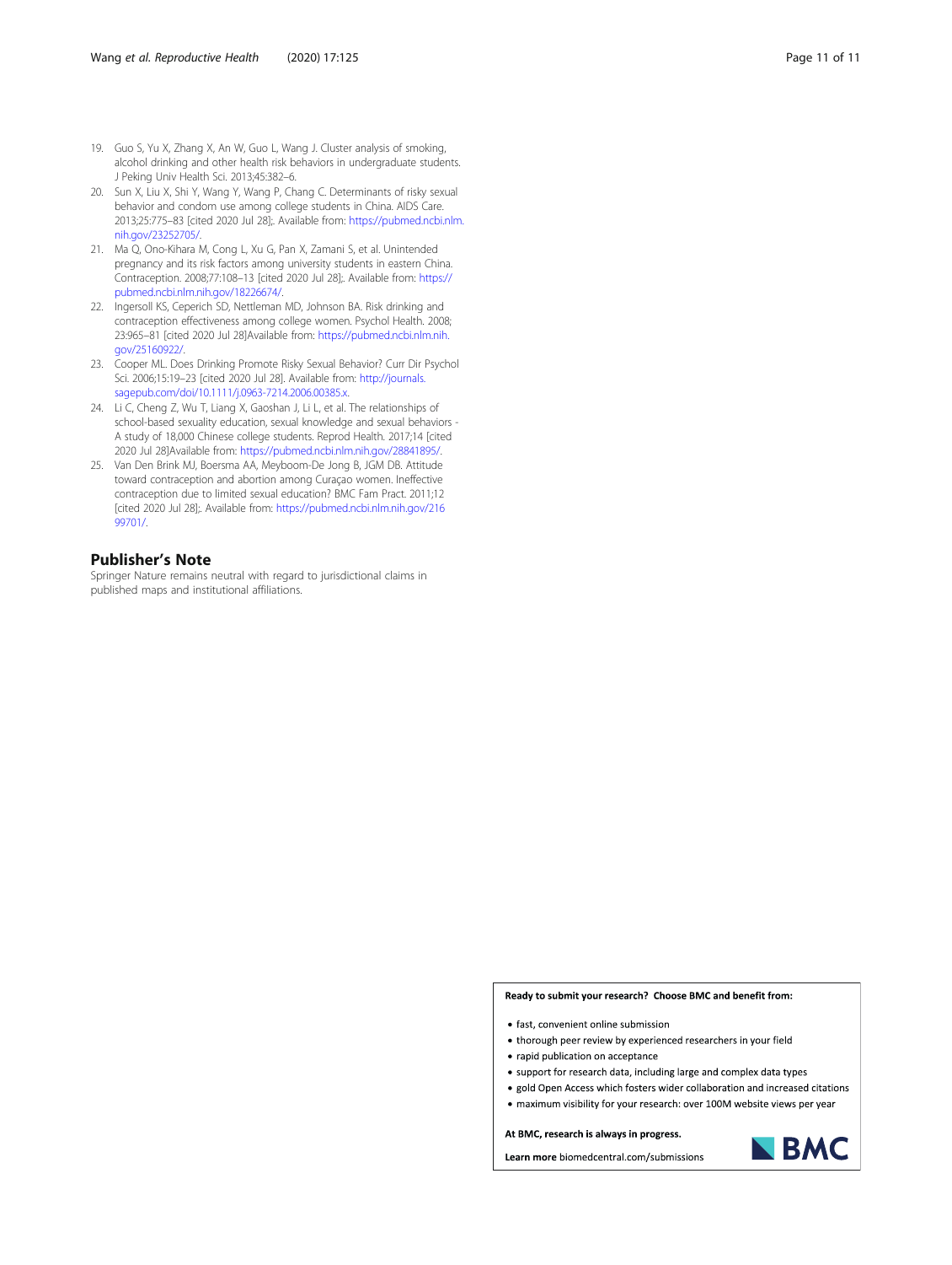19. Guo S, Yu X, Zhang X, An W, Guo L, Wang J. Cluster analysis of smoking, alcohol drinking and other health risk behaviors in undergraduate students. J Peking Univ Health Sci. 2013;45:382–6.
20. Sun X, Liu X, Shi Y, Wang Y, Wang P, Chang C. Determinants of risky sexual behavior and condom use among college students in China. AIDS Care. 2013;25:775–83 [cited 2020 Jul 28];. Available from: https://pubmed.ncbi.nlm.nih.gov/23252705/.
21. Ma Q, Ono-Kihara M, Cong L, Xu G, Pan X, Zamani S, et al. Unintended pregnancy and its risk factors among university students in eastern China. Contraception. 2008;77:108–13 [cited 2020 Jul 28];. Available from: https://pubmed.ncbi.nlm.nih.gov/18226674/.
22. Ingersoll KS, Ceperich SD, Nettleman MD, Johnson BA. Risk drinking and contraception effectiveness among college women. Psychol Health. 2008; 23:965–81 [cited 2020 Jul 28]Available from: https://pubmed.ncbi.nlm.nih.gov/25160922/.
23. Cooper ML. Does Drinking Promote Risky Sexual Behavior? Curr Dir Psychol Sci. 2006;15:19–23 [cited 2020 Jul 28]. Available from: http://journals.sagepub.com/doi/10.1111/j.0963-7214.2006.00385.x.
24. Li C, Cheng Z, Wu T, Liang X, Gaoshan J, Li L, et al. The relationships of school-based sexuality education, sexual knowledge and sexual behaviors - A study of 18,000 Chinese college students. Reprod Health. 2017;14 [cited 2020 Jul 28]Available from: https://pubmed.ncbi.nlm.nih.gov/28841895/.
25. Van Den Brink MJ, Boersma AA, Meyboom-De Jong B, JGM DB. Attitude toward contraception and abortion among Curaçao women. Ineffective contraception due to limited sexual education? BMC Fam Pract. 2011;12 [cited 2020 Jul 28];. Available from: https://pubmed.ncbi.nlm.nih.gov/21699701/.

## Publisher's Note

Springer Nature remains neutral with regard to jurisdictional claims in published maps and institutional affiliations.

**Ready to submit your research? Choose BMC and benefit from:**

- fast, convenient online submission
- thorough peer review by experienced researchers in your field
- rapid publication on acceptance
- support for research data, including large and complex data types
- gold Open Access which fosters wider collaboration and increased citations
- maximum visibility for your research: over 100M website views per year

**At BMC, research is always in progress.**

**Learn more** biomedcentral.com/submissions

BMC